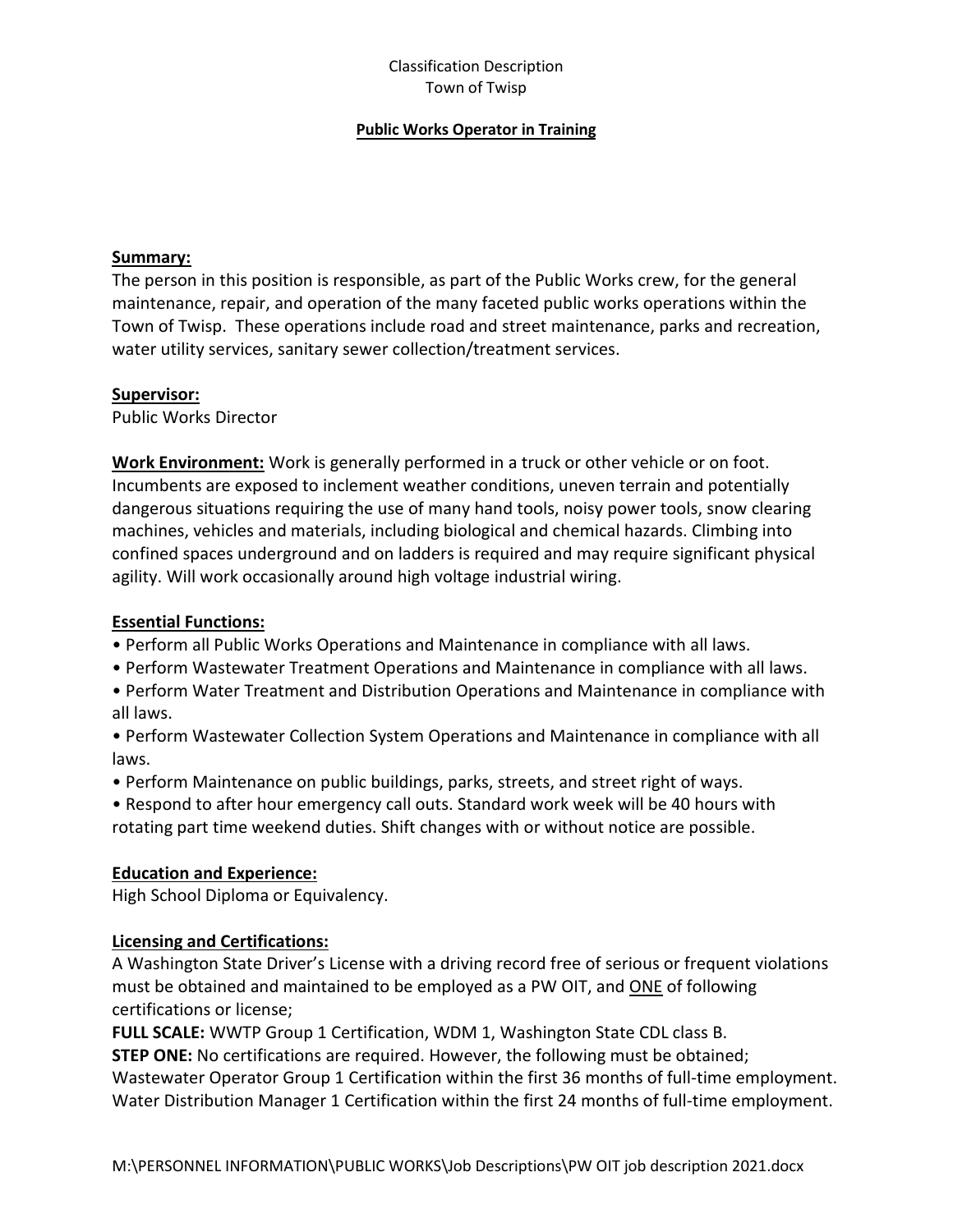Classification Description
Town of Twisp

# Public Works Operator in Training

## Summary:

The person in this position is responsible, as part of the Public Works crew, for the general maintenance, repair, and operation of the many faceted public works operations within the Town of Twisp. These operations include road and street maintenance, parks and recreation, water utility services, sanitary sewer collection/treatment services.

## Supervisor:

Public Works Director

**Work Environment:** Work is generally performed in a truck or other vehicle or on foot. Incumbents are exposed to inclement weather conditions, uneven terrain and potentially dangerous situations requiring the use of many hand tools, noisy power tools, snow clearing machines, vehicles and materials, including biological and chemical hazards. Climbing into confined spaces underground and on ladders is required and may require significant physical agility. Will work occasionally around high voltage industrial wiring.

## Essential Functions:

- Perform all Public Works Operations and Maintenance in compliance with all laws.
- Perform Wastewater Treatment Operations and Maintenance in compliance with all laws.
- Perform Water Treatment and Distribution Operations and Maintenance in compliance with all laws.
- Perform Wastewater Collection System Operations and Maintenance in compliance with all laws.
- Perform Maintenance on public buildings, parks, streets, and street right of ways.
- Respond to after hour emergency call outs. Standard work week will be 40 hours with rotating part time weekend duties. Shift changes with or without notice are possible.

## Education and Experience:

High School Diploma or Equivalency.

## Licensing and Certifications:

A Washington State Driver's License with a driving record free of serious or frequent violations must be obtained and maintained to be employed as a PW OIT, and ONE of following certifications or license;

**FULL SCALE:** WWTP Group 1 Certification, WDM 1, Washington State CDL class B.

**STEP ONE:** No certifications are required. However, the following must be obtained;
Wastewater Operator Group 1 Certification within the first 36 months of full-time employment.
Water Distribution Manager 1 Certification within the first 24 months of full-time employment.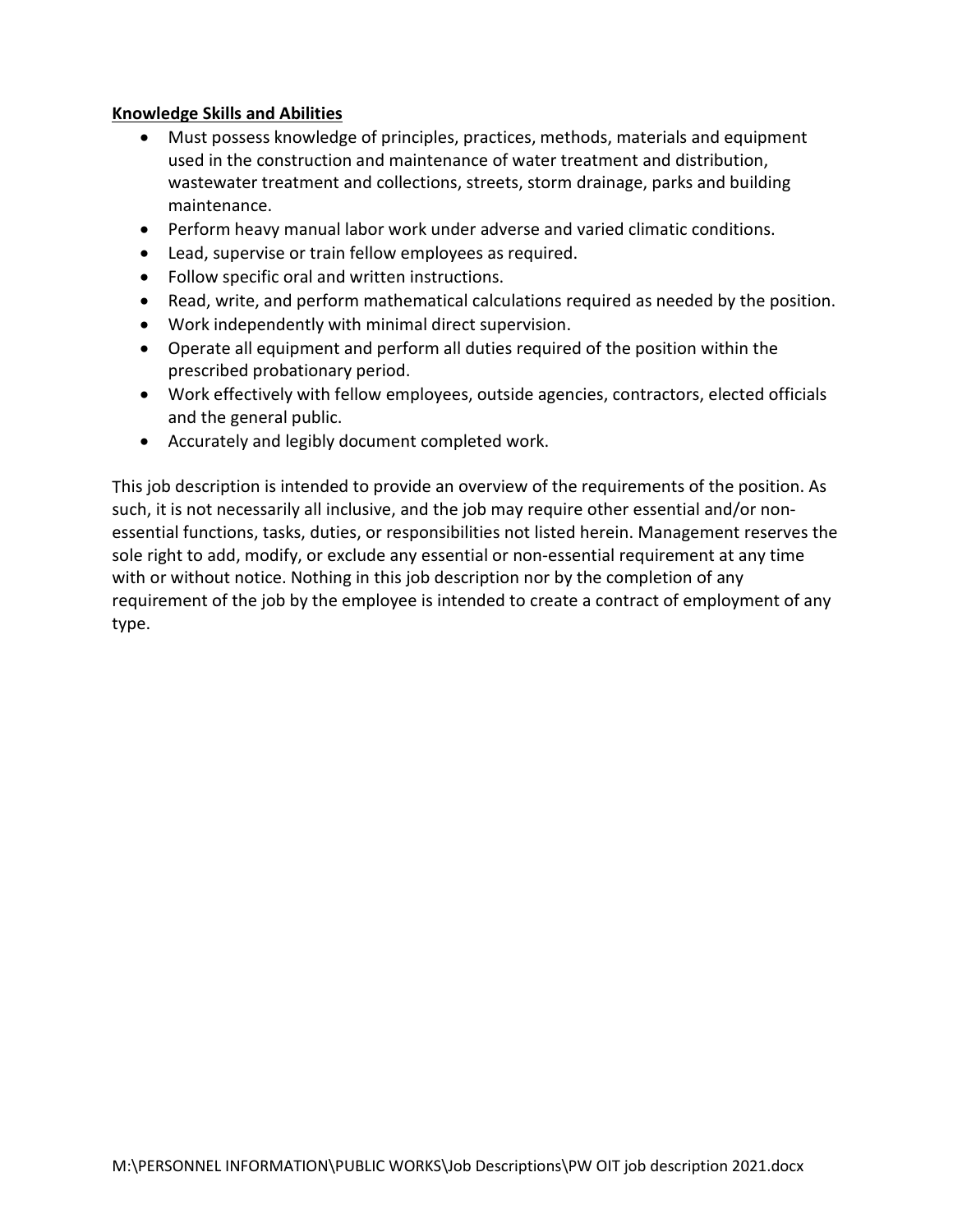**Knowledge Skills and Abilities**

- Must possess knowledge of principles, practices, methods, materials and equipment used in the construction and maintenance of water treatment and distribution, wastewater treatment and collections, streets, storm drainage, parks and building maintenance.
- Perform heavy manual labor work under adverse and varied climatic conditions.
- Lead, supervise or train fellow employees as required.
- Follow specific oral and written instructions.
- Read, write, and perform mathematical calculations required as needed by the position.
- Work independently with minimal direct supervision.
- Operate all equipment and perform all duties required of the position within the prescribed probationary period.
- Work effectively with fellow employees, outside agencies, contractors, elected officials and the general public.
- Accurately and legibly document completed work.

This job description is intended to provide an overview of the requirements of the position. As such, it is not necessarily all inclusive, and the job may require other essential and/or non-essential functions, tasks, duties, or responsibilities not listed herein. Management reserves the sole right to add, modify, or exclude any essential or non-essential requirement at any time with or without notice. Nothing in this job description nor by the completion of any requirement of the job by the employee is intended to create a contract of employment of any type.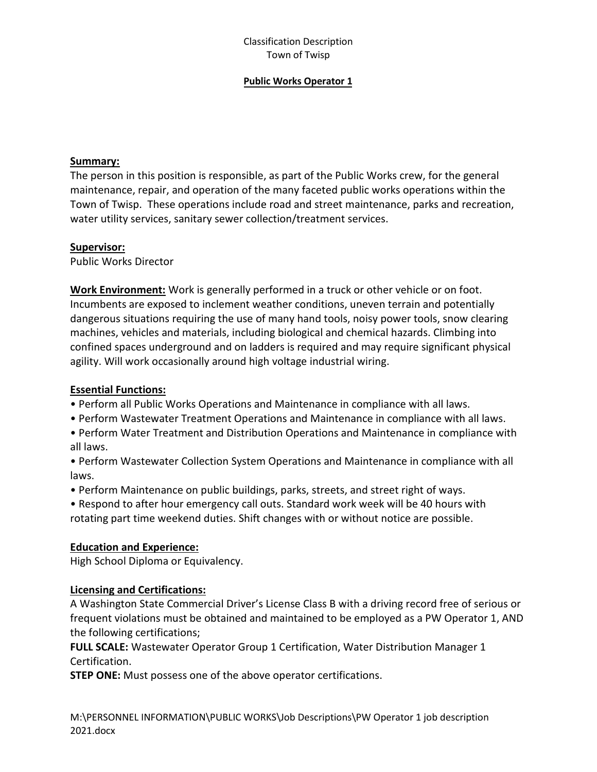Classification Description
Town of Twisp

**Public Works Operator 1**

**Summary:**
The person in this position is responsible, as part of the Public Works crew, for the general maintenance, repair, and operation of the many faceted public works operations within the Town of Twisp. These operations include road and street maintenance, parks and recreation, water utility services, sanitary sewer collection/treatment services.

**Supervisor:**
Public Works Director

**Work Environment:** Work is generally performed in a truck or other vehicle or on foot. Incumbents are exposed to inclement weather conditions, uneven terrain and potentially dangerous situations requiring the use of many hand tools, noisy power tools, snow clearing machines, vehicles and materials, including biological and chemical hazards. Climbing into confined spaces underground and on ladders is required and may require significant physical agility. Will work occasionally around high voltage industrial wiring.

**Essential Functions:**

- Perform all Public Works Operations and Maintenance in compliance with all laws.
- Perform Wastewater Treatment Operations and Maintenance in compliance with all laws.
- Perform Water Treatment and Distribution Operations and Maintenance in compliance with all laws.
- Perform Wastewater Collection System Operations and Maintenance in compliance with all laws.
- Perform Maintenance on public buildings, parks, streets, and street right of ways.
- Respond to after hour emergency call outs. Standard work week will be 40 hours with rotating part time weekend duties. Shift changes with or without notice are possible.

**Education and Experience:**
High School Diploma or Equivalency.

**Licensing and Certifications:**
A Washington State Commercial Driver's License Class B with a driving record free of serious or frequent violations must be obtained and maintained to be employed as a PW Operator 1, AND the following certifications;
**FULL SCALE:** Wastewater Operator Group 1 Certification, Water Distribution Manager 1 Certification.
**STEP ONE:** Must possess one of the above operator certifications.

M:\PERSONNEL INFORMATION\PUBLIC WORKS\Job Descriptions\PW Operator 1 job description 2021.docx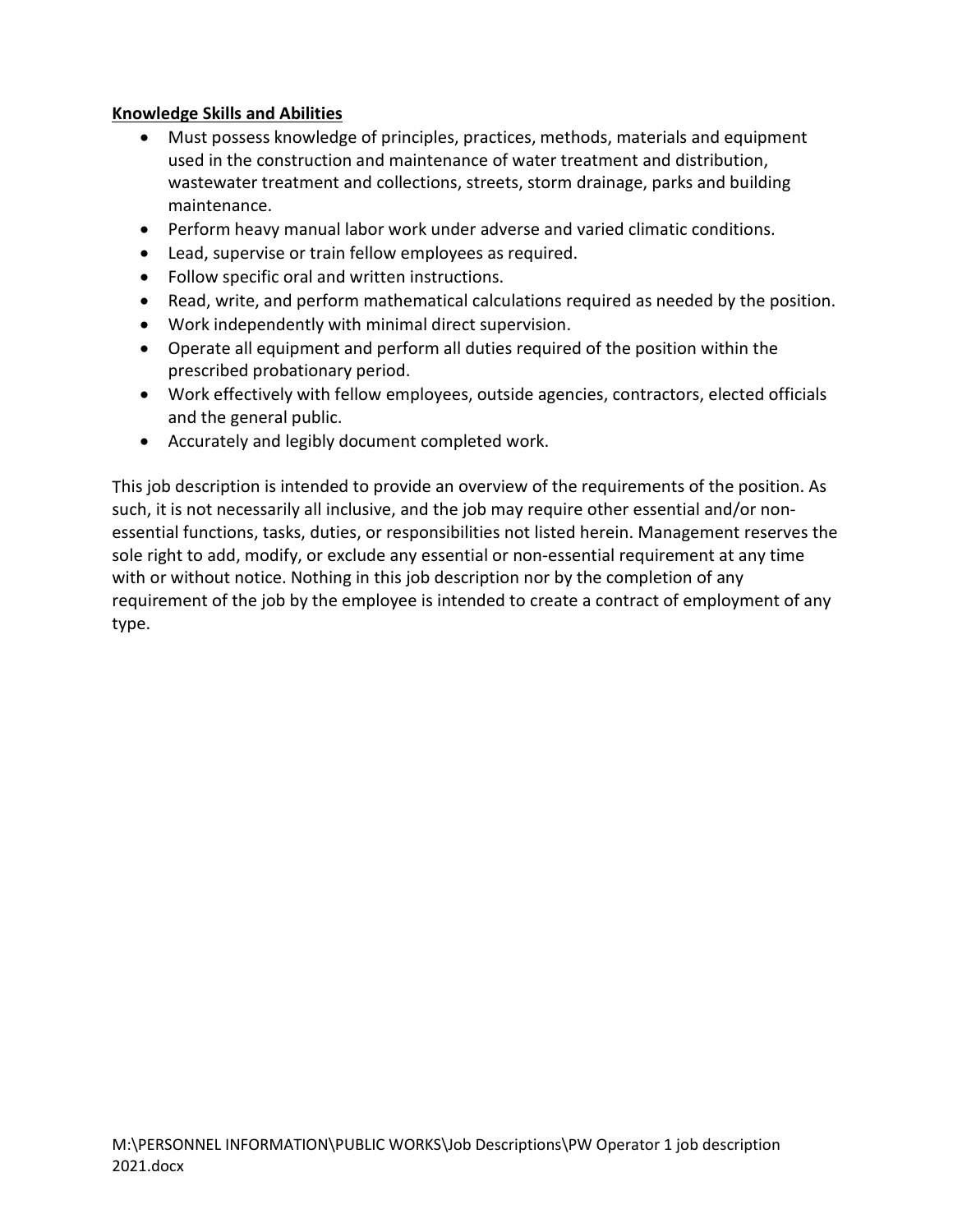**Knowledge Skills and Abilities**

- Must possess knowledge of principles, practices, methods, materials and equipment used in the construction and maintenance of water treatment and distribution, wastewater treatment and collections, streets, storm drainage, parks and building maintenance.
- Perform heavy manual labor work under adverse and varied climatic conditions.
- Lead, supervise or train fellow employees as required.
- Follow specific oral and written instructions.
- Read, write, and perform mathematical calculations required as needed by the position.
- Work independently with minimal direct supervision.
- Operate all equipment and perform all duties required of the position within the prescribed probationary period.
- Work effectively with fellow employees, outside agencies, contractors, elected officials and the general public.
- Accurately and legibly document completed work.

This job description is intended to provide an overview of the requirements of the position. As such, it is not necessarily all inclusive, and the job may require other essential and/or non-essential functions, tasks, duties, or responsibilities not listed herein. Management reserves the sole right to add, modify, or exclude any essential or non-essential requirement at any time with or without notice. Nothing in this job description nor by the completion of any requirement of the job by the employee is intended to create a contract of employment of any type.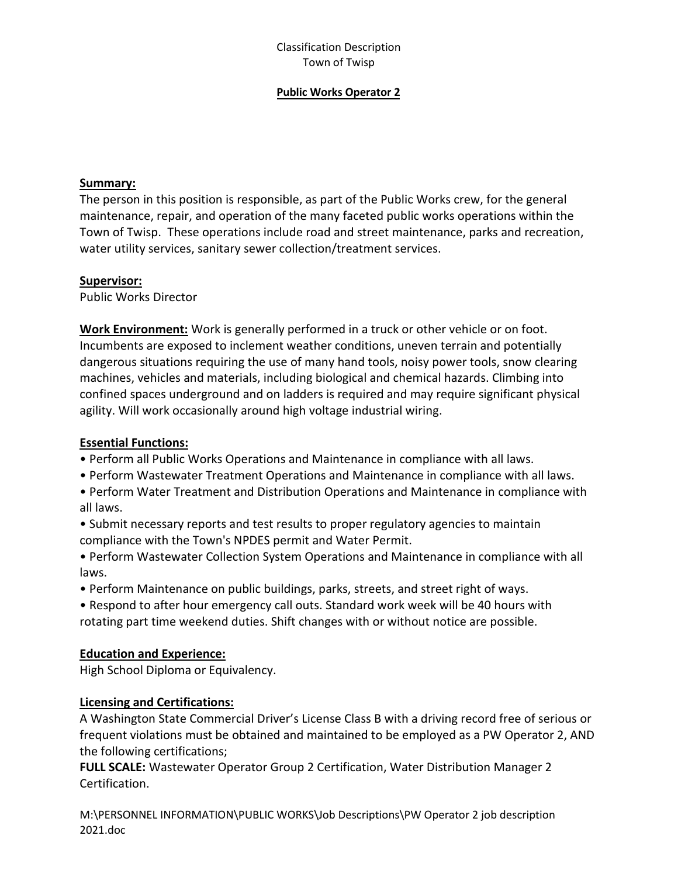Classification Description
Town of Twisp

**Public Works Operator 2**

**Summary:**
The person in this position is responsible, as part of the Public Works crew, for the general maintenance, repair, and operation of the many faceted public works operations within the Town of Twisp. These operations include road and street maintenance, parks and recreation, water utility services, sanitary sewer collection/treatment services.

**Supervisor:**
Public Works Director

**Work Environment:** Work is generally performed in a truck or other vehicle or on foot. Incumbents are exposed to inclement weather conditions, uneven terrain and potentially dangerous situations requiring the use of many hand tools, noisy power tools, snow clearing machines, vehicles and materials, including biological and chemical hazards. Climbing into confined spaces underground and on ladders is required and may require significant physical agility. Will work occasionally around high voltage industrial wiring.

**Essential Functions:**

- Perform all Public Works Operations and Maintenance in compliance with all laws.
- Perform Wastewater Treatment Operations and Maintenance in compliance with all laws.
- Perform Water Treatment and Distribution Operations and Maintenance in compliance with all laws.
- Submit necessary reports and test results to proper regulatory agencies to maintain compliance with the Town's NPDES permit and Water Permit.
- Perform Wastewater Collection System Operations and Maintenance in compliance with all laws.
- Perform Maintenance on public buildings, parks, streets, and street right of ways.
- Respond to after hour emergency call outs. Standard work week will be 40 hours with rotating part time weekend duties. Shift changes with or without notice are possible.

**Education and Experience:**
High School Diploma or Equivalency.

**Licensing and Certifications:**
A Washington State Commercial Driver's License Class B with a driving record free of serious or frequent violations must be obtained and maintained to be employed as a PW Operator 2, AND the following certifications;
**FULL SCALE:** Wastewater Operator Group 2 Certification, Water Distribution Manager 2 Certification.

M:\PERSONNEL INFORMATION\PUBLIC WORKS\Job Descriptions\PW Operator 2 job description 2021.doc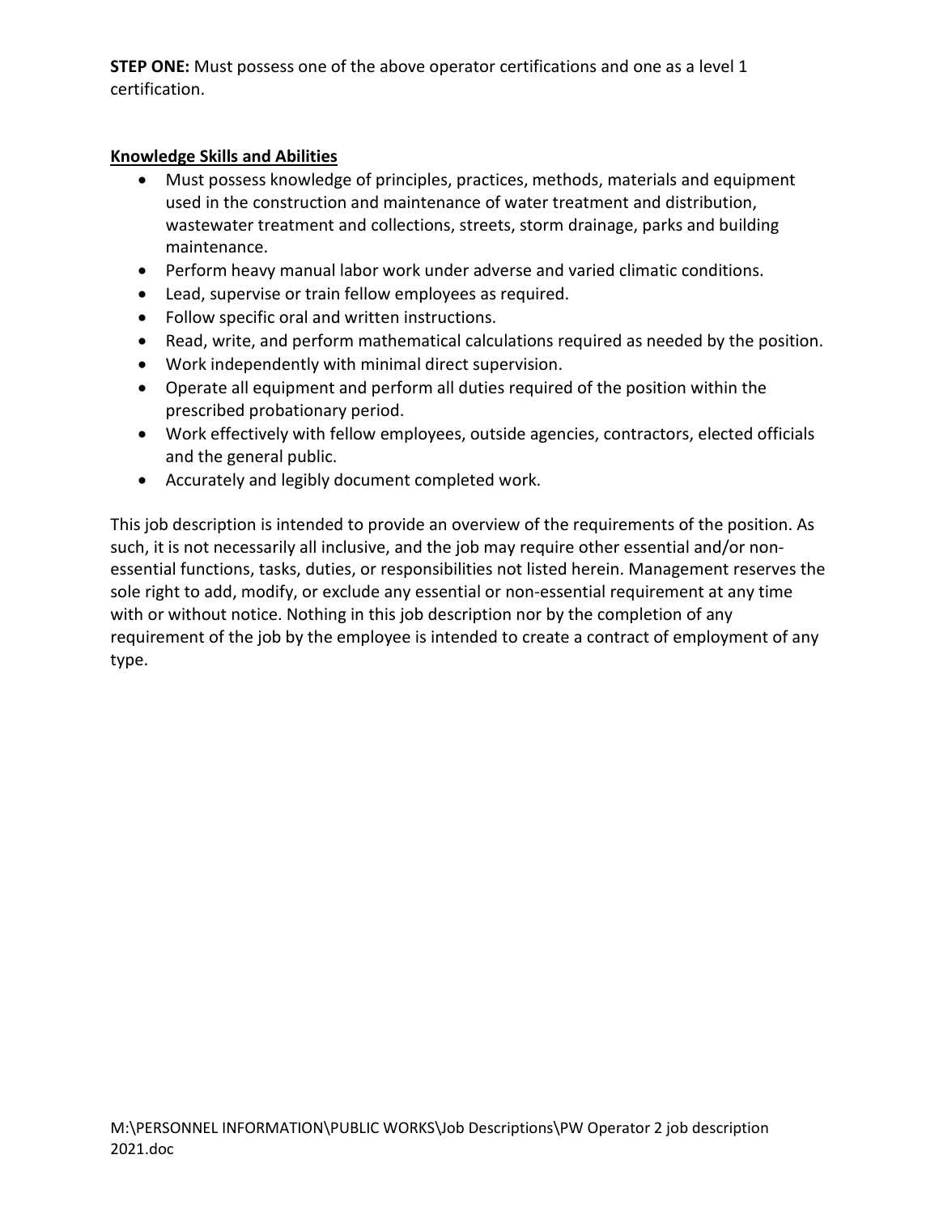**STEP ONE:** Must possess one of the above operator certifications and one as a level 1 certification.

**Knowledge Skills and Abilities**

- Must possess knowledge of principles, practices, methods, materials and equipment used in the construction and maintenance of water treatment and distribution, wastewater treatment and collections, streets, storm drainage, parks and building maintenance.
- Perform heavy manual labor work under adverse and varied climatic conditions.
- Lead, supervise or train fellow employees as required.
- Follow specific oral and written instructions.
- Read, write, and perform mathematical calculations required as needed by the position.
- Work independently with minimal direct supervision.
- Operate all equipment and perform all duties required of the position within the prescribed probationary period.
- Work effectively with fellow employees, outside agencies, contractors, elected officials and the general public.
- Accurately and legibly document completed work.

This job description is intended to provide an overview of the requirements of the position. As such, it is not necessarily all inclusive, and the job may require other essential and/or non-essential functions, tasks, duties, or responsibilities not listed herein. Management reserves the sole right to add, modify, or exclude any essential or non-essential requirement at any time with or without notice. Nothing in this job description nor by the completion of any requirement of the job by the employee is intended to create a contract of employment of any type.

M:\PERSONNEL INFORMATION\PUBLIC WORKS\Job Descriptions\PW Operator 2 job description 2021.doc